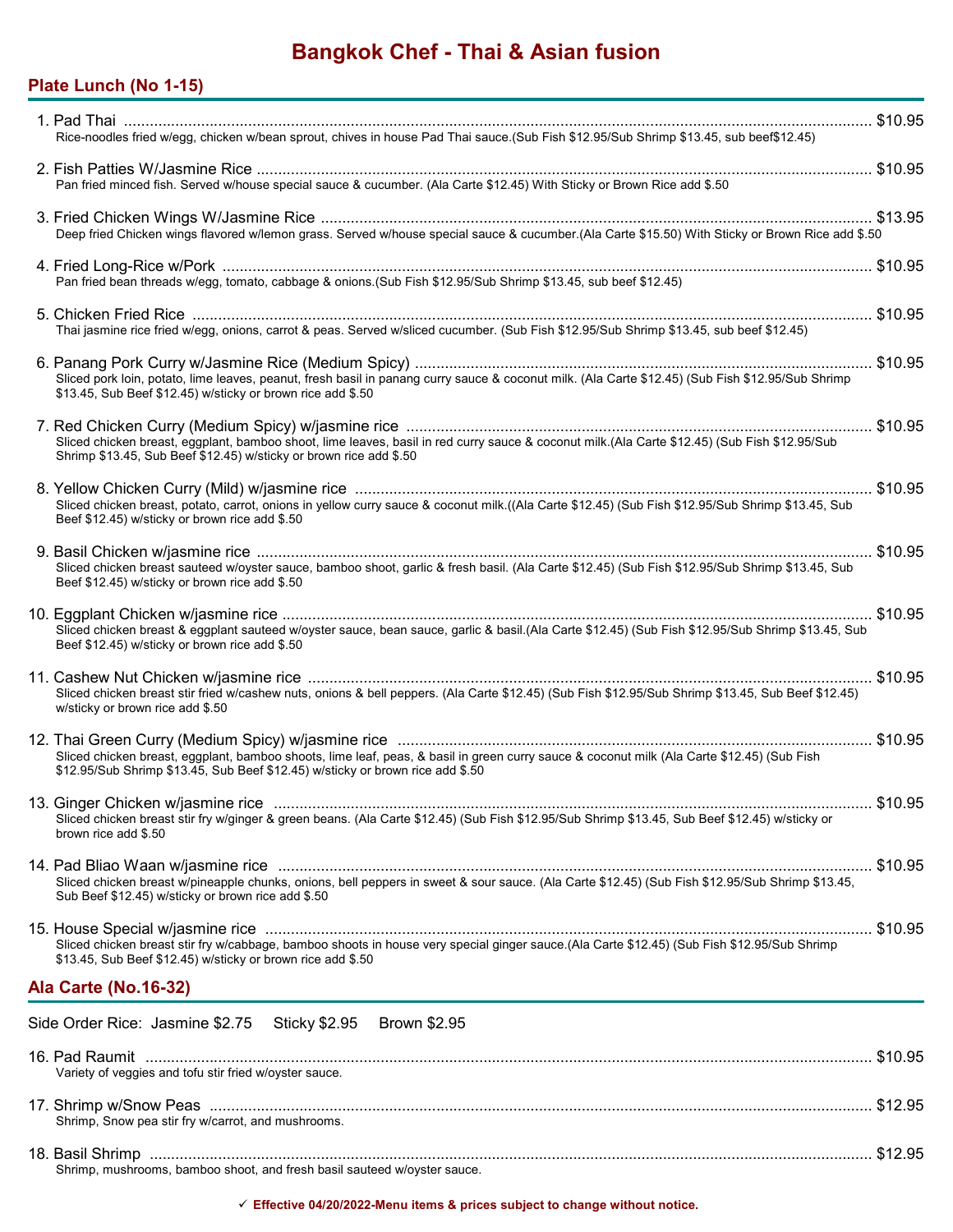# Bangkok Chef - Thai & Asian fusion

## Plate Lunch (No 1-15)

1. Pad Thai ........ $10.95
   Rice-noodles fried w/egg, chicken w/bean sprout, chives in house Pad Thai sauce.(Sub Fish $12.95/Sub Shrimp $13.45, sub beef$12.45)

2. Fish Patties W/Jasmine Rice ........ $10.95
   Pan fried minced fish. Served w/house special sauce & cucumber. (Ala Carte $12.45) With Sticky or Brown Rice add $.50

3. Fried Chicken Wings W/Jasmine Rice ........ $13.95
   Deep fried Chicken wings flavored w/lemon grass. Served w/house special sauce & cucumber.(Ala Carte $15.50) With Sticky or Brown Rice add $.50

4. Fried Long-Rice w/Pork ........ $10.95
   Pan fried bean threads w/egg, tomato, cabbage & onions.(Sub Fish $12.95/Sub Shrimp $13.45, sub beef $12.45)

5. Chicken Fried Rice ........ $10.95
   Thai jasmine rice fried w/egg, onions, carrot & peas. Served w/sliced cucumber. (Sub Fish $12.95/Sub Shrimp $13.45, sub beef $12.45)

6. Panang Pork Curry w/Jasmine Rice (Medium Spicy) ........ $10.95
   Sliced pork loin, potato, lime leaves, peanut, fresh basil in panang curry sauce & coconut milk. (Ala Carte $12.45) (Sub Fish $12.95/Sub Shrimp $13.45, Sub Beef $12.45) w/sticky or brown rice add $.50

7. Red Chicken Curry (Medium Spicy) w/jasmine rice ........ $10.95
   Sliced chicken breast, eggplant, bamboo shoot, lime leaves, basil in red curry sauce & coconut milk.(Ala Carte $12.45) (Sub Fish $12.95/Sub Shrimp $13.45, Sub Beef $12.45) w/sticky or brown rice add $.50

8. Yellow Chicken Curry (Mild) w/jasmine rice ........ $10.95
   Sliced chicken breast, potato, carrot, onions in yellow curry sauce & coconut milk.((Ala Carte $12.45) (Sub Fish $12.95/Sub Shrimp $13.45, Sub Beef $12.45) w/sticky or brown rice add $.50

9. Basil Chicken w/jasmine rice ........ $10.95
   Sliced chicken breast sauteed w/oyster sauce, bamboo shoot, garlic & fresh basil. (Ala Carte $12.45) (Sub Fish $12.95/Sub Shrimp $13.45, Sub Beef $12.45) w/sticky or brown rice add $.50

10. Eggplant Chicken w/jasmine rice ........ $10.95
    Sliced chicken breast & eggplant sauteed w/oyster sauce, bean sauce, garlic & basil.(Ala Carte $12.45) (Sub Fish $12.95/Sub Shrimp $13.45, Sub Beef $12.45) w/sticky or brown rice add $.50

11. Cashew Nut Chicken w/jasmine rice ........ $10.95
    Sliced chicken breast stir fried w/cashew nuts, onions & bell peppers. (Ala Carte $12.45) (Sub Fish $12.95/Sub Shrimp $13.45, Sub Beef $12.45) w/sticky or brown rice add $.50

12. Thai Green Curry (Medium Spicy) w/jasmine rice ........ $10.95
    Sliced chicken breast, eggplant, bamboo shoots, lime leaf, peas, & basil in green curry sauce & coconut milk (Ala Carte $12.45) (Sub Fish $12.95/Sub Shrimp $13.45, Sub Beef $12.45) w/sticky or brown rice add $.50

13. Ginger Chicken w/jasmine rice ........ $10.95
    Sliced chicken breast stir fry w/ginger & green beans. (Ala Carte $12.45) (Sub Fish $12.95/Sub Shrimp $13.45, Sub Beef $12.45) w/sticky or brown rice add $.50

14. Pad Bliao Waan w/jasmine rice ........ $10.95
    Sliced chicken breast w/pineapple chunks, onions, bell peppers in sweet & sour sauce. (Ala Carte $12.45) (Sub Fish $12.95/Sub Shrimp $13.45, Sub Beef $12.45) w/sticky or brown rice add $.50

15. House Special w/jasmine rice ........ $10.95
    Sliced chicken breast stir fry w/cabbage, bamboo shoots in house very special ginger sauce.(Ala Carte $12.45) (Sub Fish $12.95/Sub Shrimp $13.45, Sub Beef $12.45) w/sticky or brown rice add $.50

## Ala Carte (No.16-32)

Side Order Rice: Jasmine $2.75 Sticky $2.95 Brown $2.95

16. Pad Raumit ........ $10.95
    Variety of veggies and tofu stir fried w/oyster sauce.

17. Shrimp w/Snow Peas ........ $12.95
    Shrimp, Snow pea stir fry w/carrot, and mushrooms.

18. Basil Shrimp ........ $12.95
    Shrimp, mushrooms, bamboo shoot, and fresh basil sauteed w/oyster sauce.

✓ **Effective 04/20/2022-Menu items & prices subject to change without notice.**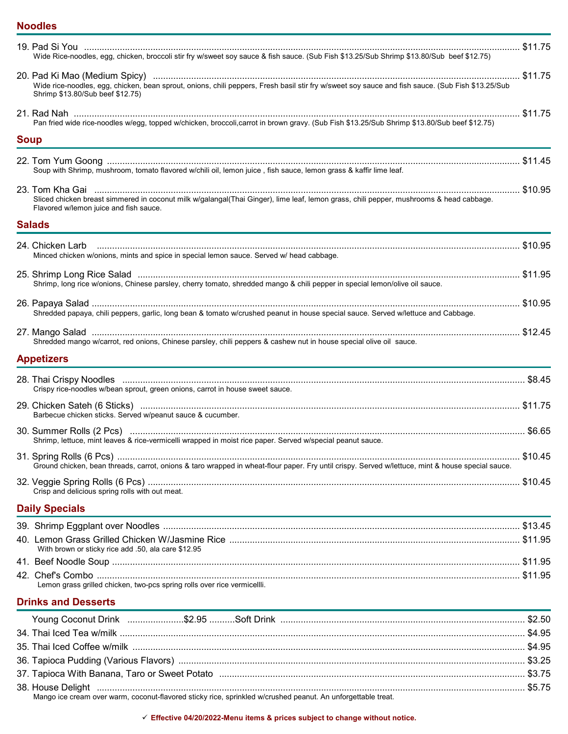## Noodles

19. Pad Si You ........................................................ $11.75
    Wide Rice-noodles, egg, chicken, broccoli stir fry w/sweet soy sauce & fish sauce. (Sub Fish $13.25/Sub Shrimp $13.80/Sub beef $12.75)

20. Pad Ki Mao (Medium Spicy) ........................................................ $11.75
    Wide rice-noodles, egg, chicken, bean sprout, onions, chili peppers, Fresh basil stir fry w/sweet soy sauce and fish sauce. (Sub Fish $13.25/Sub Shrimp $13.80/Sub beef $12.75)

21. Rad Nah ........................................................ $11.75
    Pan fried wide rice-noodles w/egg, topped w/chicken, broccoli,carrot in brown gravy. (Sub Fish $13.25/Sub Shrimp $13.80/Sub beef $12.75)

## Soup

22. Tom Yum Goong ........................................................ $11.45
    Soup with Shrimp, mushroom, tomato flavored w/chili oil, lemon juice , fish sauce, lemon grass & kaffir lime leaf.

23. Tom Kha Gai ........................................................ $10.95
    Sliced chicken breast simmered in coconut milk w/galangal(Thai Ginger), lime leaf, lemon grass, chili pepper, mushrooms & head cabbage. Flavored w/lemon juice and fish sauce.

## Salads

24. Chicken Larb ........................................................ $10.95
    Minced chicken w/onions, mints and spice in special lemon sauce. Served w/ head cabbage.

25. Shrimp Long Rice Salad ........................................................ $11.95
    Shrimp, long rice w/onions, Chinese parsley, cherry tomato, shredded mango & chili pepper in special lemon/olive oil sauce.

26. Papaya Salad ........................................................ $10.95
    Shredded papaya, chili peppers, garlic, long bean & tomato w/crushed peanut in house special sauce. Served w/lettuce and Cabbage.

27. Mango Salad ........................................................ $12.45
    Shredded mango w/carrot, red onions, Chinese parsley, chili peppers & cashew nut in house special olive oil sauce.

## Appetizers

28. Thai Crispy Noodles ........................................................ $8.45
    Crispy rice-noodles w/bean sprout, green onions, carrot in house sweet sauce.

29. Chicken Sateh (6 Sticks) ........................................................ $11.75
    Barbecue chicken sticks. Served w/peanut sauce & cucumber.

30. Summer Rolls (2 Pcs) ........................................................ $6.65
    Shrimp, lettuce, mint leaves & rice-vermicelli wrapped in moist rice paper. Served w/special peanut sauce.

31. Spring Rolls (6 Pcs) ........................................................ $10.45
    Ground chicken, bean threads, carrot, onions & taro wrapped in wheat-flour paper. Fry until crispy. Served w/lettuce, mint & house special sauce.

32. Veggie Spring Rolls (6 Pcs) ........................................................ $10.45
    Crisp and delicious spring rolls with out meat.

## Daily Specials

39. Shrimp Eggplant over Noodles ........................................................ $13.45

40. Lemon Grass Grilled Chicken W/Jasmine Rice ........................................................ $11.95
    With brown or sticky rice add .50, ala care $12.95

41. Beef Noodle Soup ........................................................ $11.95

42. Chef's Combo ........................................................ $11.95
    Lemon grass grilled chicken, two-pcs spring rolls over rice vermicellli.

## Drinks and Desserts

Young Coconut Drink ...................... $2.95 .......... Soft Drink ........................................................ $2.50

34. Thai Iced Tea w/milk ........................................................ $4.95

35. Thai Iced Coffee w/milk ........................................................ $4.95

36. Tapioca Pudding (Various Flavors) ........................................................ $3.25

37. Tapioca With Banana, Taro or Sweet Potato ........................................................ $3.75

38. House Delight ........................................................ $5.75
    Mango ice cream over warm, coconut-flavored sticky rice, sprinkled w/crushed peanut. An unforgettable treat.

✓ **Effective 04/20/2022-Menu items & prices subject to change without notice.**